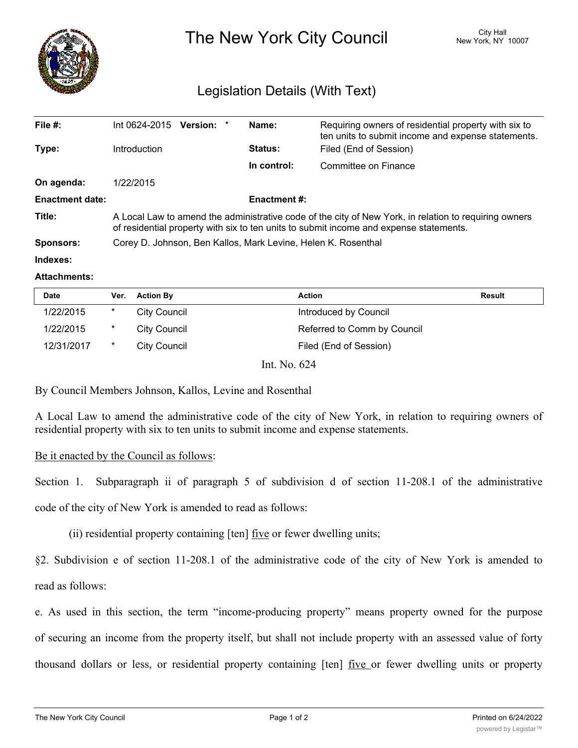# The New York City Council

City Hall
New York, NY 10007

## Legislation Details (With Text)

| | | | |
|---|---|---|---|
| **File #:** | Int 0624-2015 **Version:** * | **Name:** | Requiring owners of residential property with six to ten units to submit income and expense statements. |
| **Type:** | Introduction | **Status:** | Filed (End of Session) |
| | | **In control:** | Committee on Finance |
| **On agenda:** | 1/22/2015 | | |
| **Enactment date:** | | **Enactment #:** | |

**Title:** A Local Law to amend the administrative code of the city of New York, in relation to requiring owners of residential property with six to ten units to submit income and expense statements.

**Sponsors:** Corey D. Johnson, Ben Kallos, Mark Levine, Helen K. Rosenthal

**Indexes:**

**Attachments:**

| Date | Ver. | Action By | Action | Result |
|---|---|---|---|---|
| 1/22/2015 | * | City Council | Introduced by Council | |
| 1/22/2015 | * | City Council | Referred to Comm by Council | |
| 12/31/2017 | * | City Council | Filed (End of Session) | |

Int. No. 624

By Council Members Johnson, Kallos, Levine and Rosenthal

A Local Law to amend the administrative code of the city of New York, in relation to requiring owners of residential property with six to ten units to submit income and expense statements.

Be it enacted by the Council as follows:

Section 1. Subparagraph ii of paragraph 5 of subdivision d of section 11-208.1 of the administrative code of the city of New York is amended to read as follows:

(ii) residential property containing [ten] five or fewer dwelling units;

§2. Subdivision e of section 11-208.1 of the administrative code of the city of New York is amended to read as follows:

e. As used in this section, the term "income-producing property" means property owned for the purpose of securing an income from the property itself, but shall not include property with an assessed value of forty thousand dollars or less, or residential property containing [ten] five or fewer dwelling units or property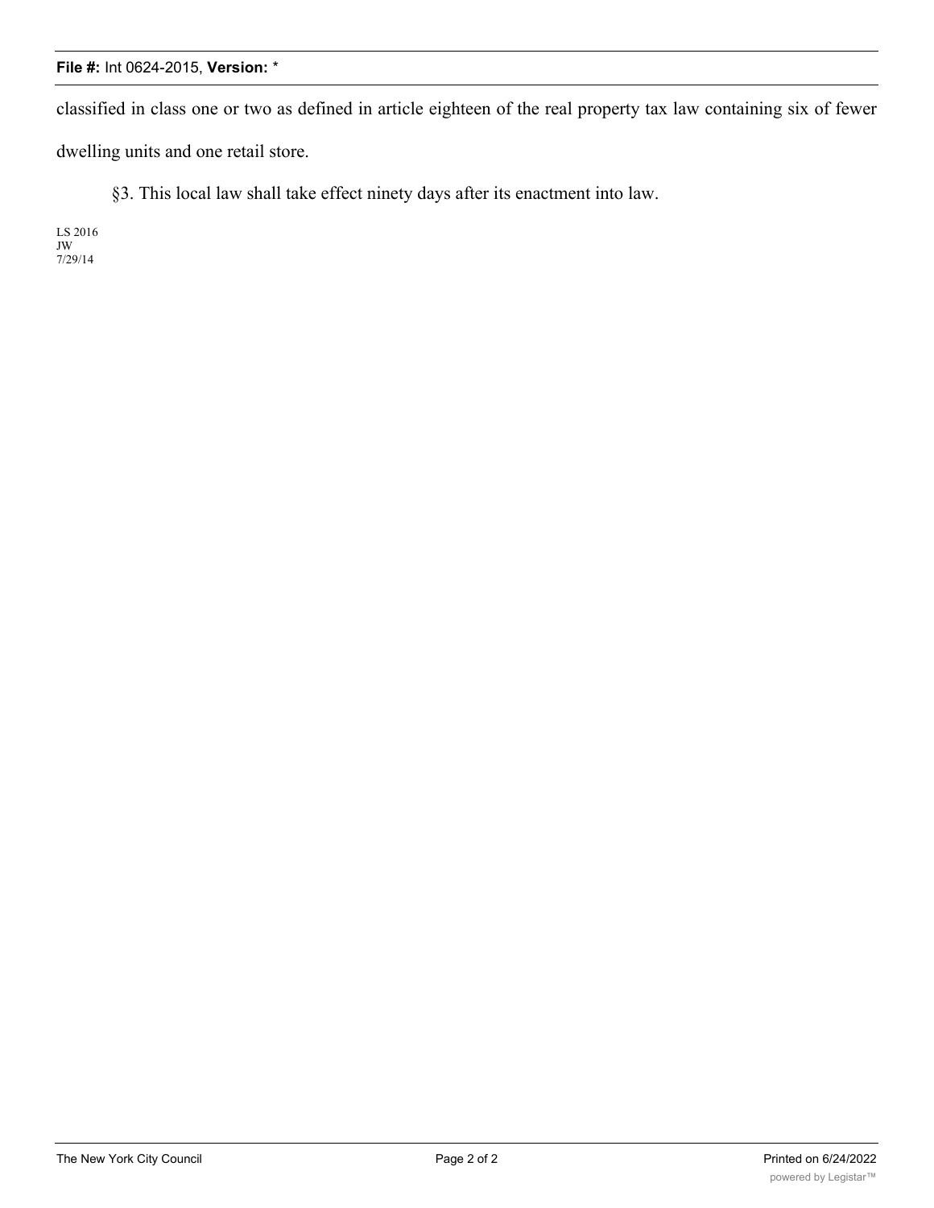classified in class one or two as defined in article eighteen of the real property tax law containing six of fewer dwelling units and one retail store.

§3. This local law shall take effect ninety days after its enactment into law.

LS 2016
JW
7/29/14